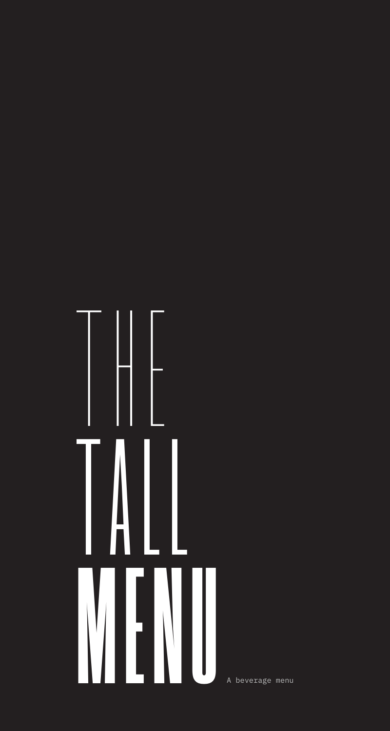# THE TALL MENU

A beverage menu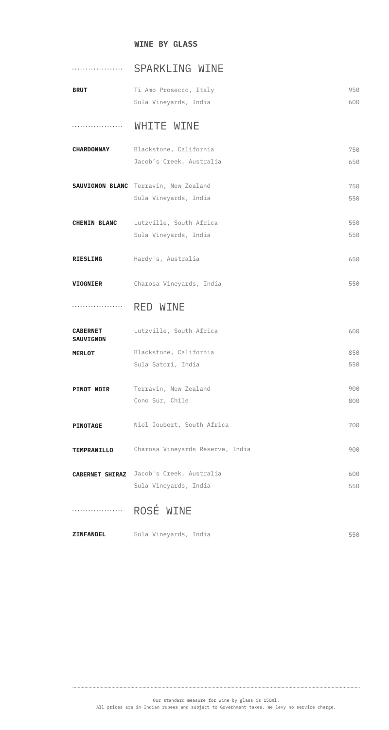# WINE BY GLASS

## SPARKLING WINE

| | | |
|---|---|---|
| **BRUT** | Ti Amo Prosecco, Italy | 950 |
| | Sula Vineyards, India | 600 |

## WHITE WINE

| | | |
|---|---|---|
| **CHARDONNAY** | Blackstone, California | 750 |
| | Jacob's Creek, Australia | 650 |
| **SAUVIGNON BLANC** | Terravin, New Zealand | 750 |
| | Sula Vineyards, India | 550 |
| **CHENIN BLANC** | Lutzville, South Africa | 550 |
| | Sula Vineyards, India | 550 |
| **RIESLING** | Hardy's, Australia | 650 |
| **VIOGNIER** | Charosa Vineyards, India | 550 |

## RED WINE

| | | |
|---|---|---|
| **CABERNET SAUVIGNON** | Lutzville, South Africa | 600 |
| **MERLOT** | Blackstone, California | 850 |
| | Sula Satori, India | 550 |
| **PINOT NOIR** | Terravin, New Zealand | 900 |
| | Cono Sur, Chile | 800 |
| **PINOTAGE** | Niel Joubert, South Africa | 700 |
| **TEMPRANILLO** | Charosa Vineyards Reserve, India | 900 |
| **CABERNET SHIRAZ** | Jacob's Creek, Australia | 600 |
| | Sula Vineyards, India | 550 |

## ROSÉ WINE

| | | |
|---|---|---|
| **ZINFANDEL** | Sula Vineyards, India | 550 |

Our standard measure for wine by glass is 150ml.
All prices are in Indian rupees and subject to Government taxes. We levy no service charge.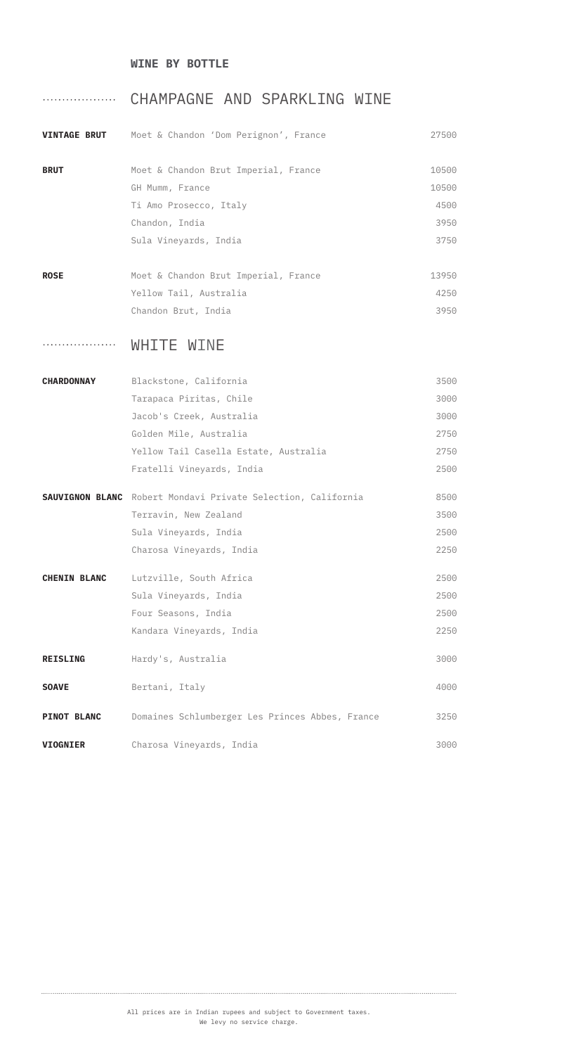## WINE BY BOTTLE

### CHAMPAGNE AND SPARKLING WINE

| | | |
|---|---|---|
| **VINTAGE BRUT** | Moet & Chandon 'Dom Perignon', France | 27500 |
| **BRUT** | Moet & Chandon Brut Imperial, France | 10500 |
| | GH Mumm, France | 10500 |
| | Ti Amo Prosecco, Italy | 4500 |
| | Chandon, India | 3950 |
| | Sula Vineyards, India | 3750 |
| **ROSE** | Moet & Chandon Brut Imperial, France | 13950 |
| | Yellow Tail, Australia | 4250 |
| | Chandon Brut, India | 3950 |

### WHITE WINE

| | | |
|---|---|---|
| **CHARDONNAY** | Blackstone, California | 3500 |
| | Tarapaca Piritas, Chile | 3000 |
| | Jacob's Creek, Australia | 3000 |
| | Golden Mile, Australia | 2750 |
| | Yellow Tail Casella Estate, Australia | 2750 |
| | Fratelli Vineyards, India | 2500 |
| **SAUVIGNON BLANC** | Robert Mondavi Private Selection, California | 8500 |
| | Terravin, New Zealand | 3500 |
| | Sula Vineyards, India | 2500 |
| | Charosa Vineyards, India | 2250 |
| **CHENIN BLANC** | Lutzville, South Africa | 2500 |
| | Sula Vineyards, India | 2500 |
| | Four Seasons, India | 2500 |
| | Kandara Vineyards, India | 2250 |
| **REISLING** | Hardy's, Australia | 3000 |
| **SOAVE** | Bertani, Italy | 4000 |
| **PINOT BLANC** | Domaines Schlumberger Les Princes Abbes, France | 3250 |
| **VIOGNIER** | Charosa Vineyards, India | 3000 |

All prices are in Indian rupees and subject to Government taxes.
We levy no service charge.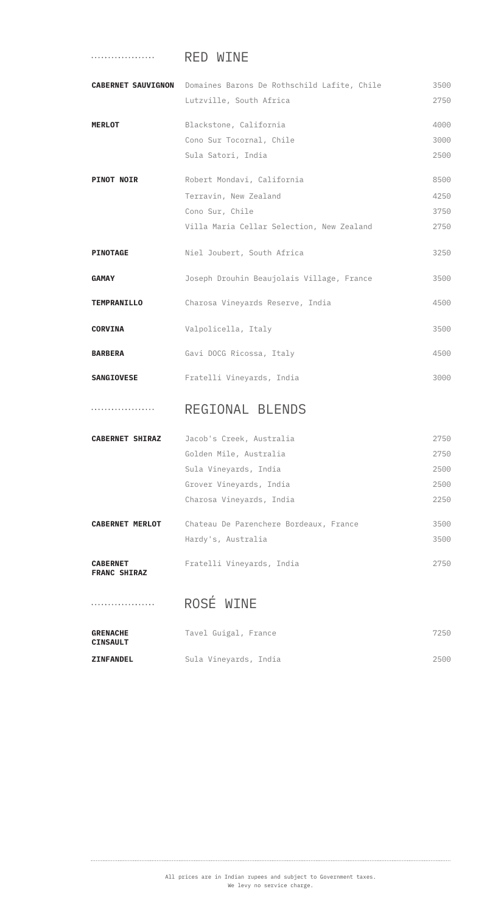## RED WINE

| | | |
|---|---|---|
| **CABERNET SAUVIGNON** | Domaines Barons De Rothschild Lafite, Chile | 3500 |
| | Lutzville, South Africa | 2750 |
| **MERLOT** | Blackstone, California | 4000 |
| | Cono Sur Tocornal, Chile | 3000 |
| | Sula Satori, India | 2500 |
| **PINOT NOIR** | Robert Mondavi, California | 8500 |
| | Terravin, New Zealand | 4250 |
| | Cono Sur, Chile | 3750 |
| | Villa Maria Cellar Selection, New Zealand | 2750 |
| **PINOTAGE** | Niel Joubert, South Africa | 3250 |
| **GAMAY** | Joseph Drouhin Beaujolais Village, France | 3500 |
| **TEMPRANILLO** | Charosa Vineyards Reserve, India | 4500 |
| **CORVINA** | Valpolicella, Italy | 3500 |
| **BARBERA** | Gavi DOCG Ricossa, Italy | 4500 |
| **SANGIOVESE** | Fratelli Vineyards, India | 3000 |

## REGIONAL BLENDS

| | | |
|---|---|---|
| **CABERNET SHIRAZ** | Jacob's Creek, Australia | 2750 |
| | Golden Mile, Australia | 2750 |
| | Sula Vineyards, India | 2500 |
| | Grover Vineyards, India | 2500 |
| | Charosa Vineyards, India | 2250 |
| **CABERNET MERLOT** | Chateau De Parenchere Bordeaux, France | 3500 |
| | Hardy's, Australia | 3500 |
| **CABERNET FRANC SHIRAZ** | Fratelli Vineyards, India | 2750 |

## ROSÉ WINE

| | | |
|---|---|---|
| **GRENACHE CINSAULT** | Tavel Guigal, France | 7250 |
| **ZINFANDEL** | Sula Vineyards, India | 2500 |

All prices are in Indian rupees and subject to Government taxes.
We levy no service charge.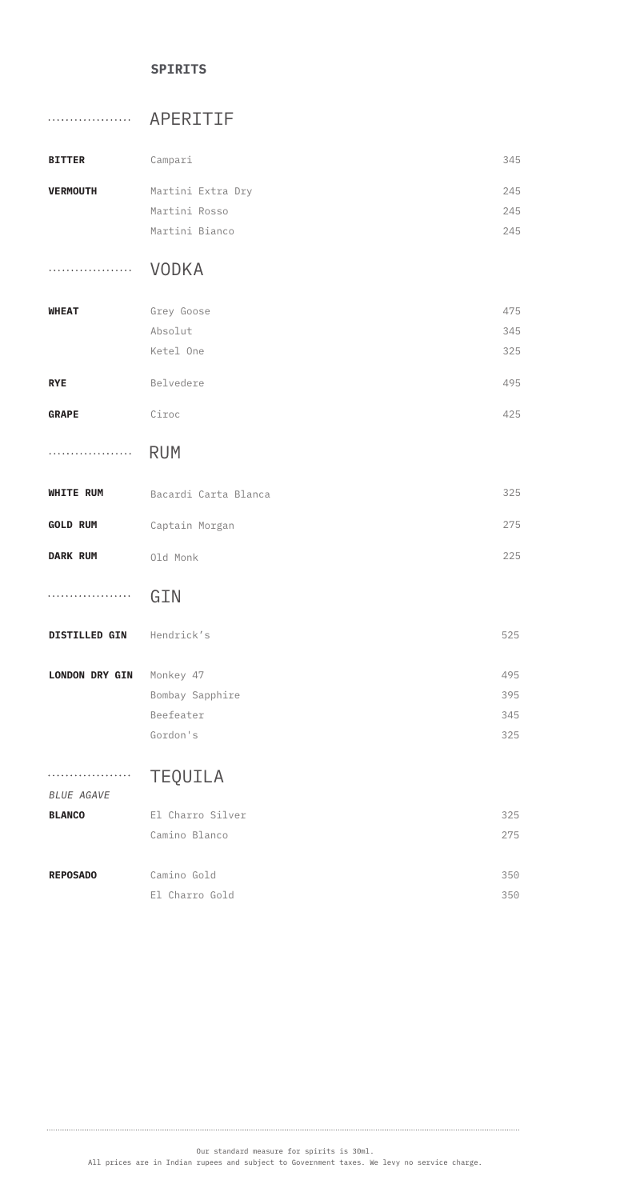# SPIRITS

## APERITIF

| | | |
|---|---|---|
| **BITTER** | Campari | 345 |
| **VERMOUTH** | Martini Extra Dry | 245 |
| | Martini Rosso | 245 |
| | Martini Bianco | 245 |

## VODKA

| | | |
|---|---|---|
| **WHEAT** | Grey Goose | 475 |
| | Absolut | 345 |
| | Ketel One | 325 |
| **RYE** | Belvedere | 495 |
| **GRAPE** | Ciroc | 425 |

## RUM

| | | |
|---|---|---|
| **WHITE RUM** | Bacardi Carta Blanca | 325 |
| **GOLD RUM** | Captain Morgan | 275 |
| **DARK RUM** | Old Monk | 225 |

## GIN

| | | |
|---|---|---|
| **DISTILLED GIN** | Hendrick's | 525 |
| **LONDON DRY GIN** | Monkey 47 | 495 |
| | Bombay Sapphire | 395 |
| | Beefeater | 345 |
| | Gordon's | 325 |

## TEQUILA

*BLUE AGAVE*

| | | |
|---|---|---|
| **BLANCO** | El Charro Silver | 325 |
| | Camino Blanco | 275 |
| **REPOSADO** | Camino Gold | 350 |
| | El Charro Gold | 350 |

Our standard measure for spirits is 30ml.
All prices are in Indian rupees and subject to Government taxes. We levy no service charge.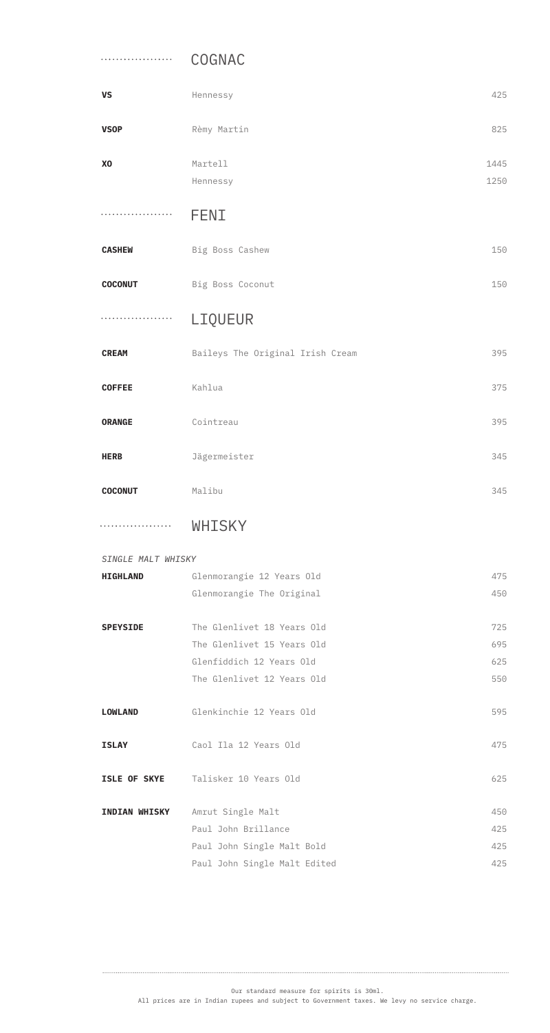## COGNAC

| | | |
|---|---|---|
| **VS** | Hennessy | 425 |
| **VSOP** | Rèmy Martin | 825 |
| **XO** | Martell | 1445 |
| | Hennessy | 1250 |

## FENI

| | | |
|---|---|---|
| **CASHEW** | Big Boss Cashew | 150 |
| **COCONUT** | Big Boss Coconut | 150 |

## LIQUEUR

| | | |
|---|---|---|
| **CREAM** | Baileys The Original Irish Cream | 395 |
| **COFFEE** | Kahlua | 375 |
| **ORANGE** | Cointreau | 395 |
| **HERB** | Jägermeister | 345 |
| **COCONUT** | Malibu | 345 |

## WHISKY

*SINGLE MALT WHISKY*

| | | |
|---|---|---|
| **HIGHLAND** | Glenmorangie 12 Years Old | 475 |
| | Glenmorangie The Original | 450 |
| **SPEYSIDE** | The Glenlivet 18 Years Old | 725 |
| | The Glenlivet 15 Years Old | 695 |
| | Glenfiddich 12 Years Old | 625 |
| | The Glenlivet 12 Years Old | 550 |
| **LOWLAND** | Glenkinchie 12 Years Old | 595 |
| **ISLAY** | Caol Ila 12 Years Old | 475 |
| **ISLE OF SKYE** | Talisker 10 Years Old | 625 |
| **INDIAN WHISKY** | Amrut Single Malt | 450 |
| | Paul John Brillance | 425 |
| | Paul John Single Malt Bold | 425 |
| | Paul John Single Malt Edited | 425 |

Our standard measure for spirits is 30ml.
All prices are in Indian rupees and subject to Government taxes. We levy no service charge.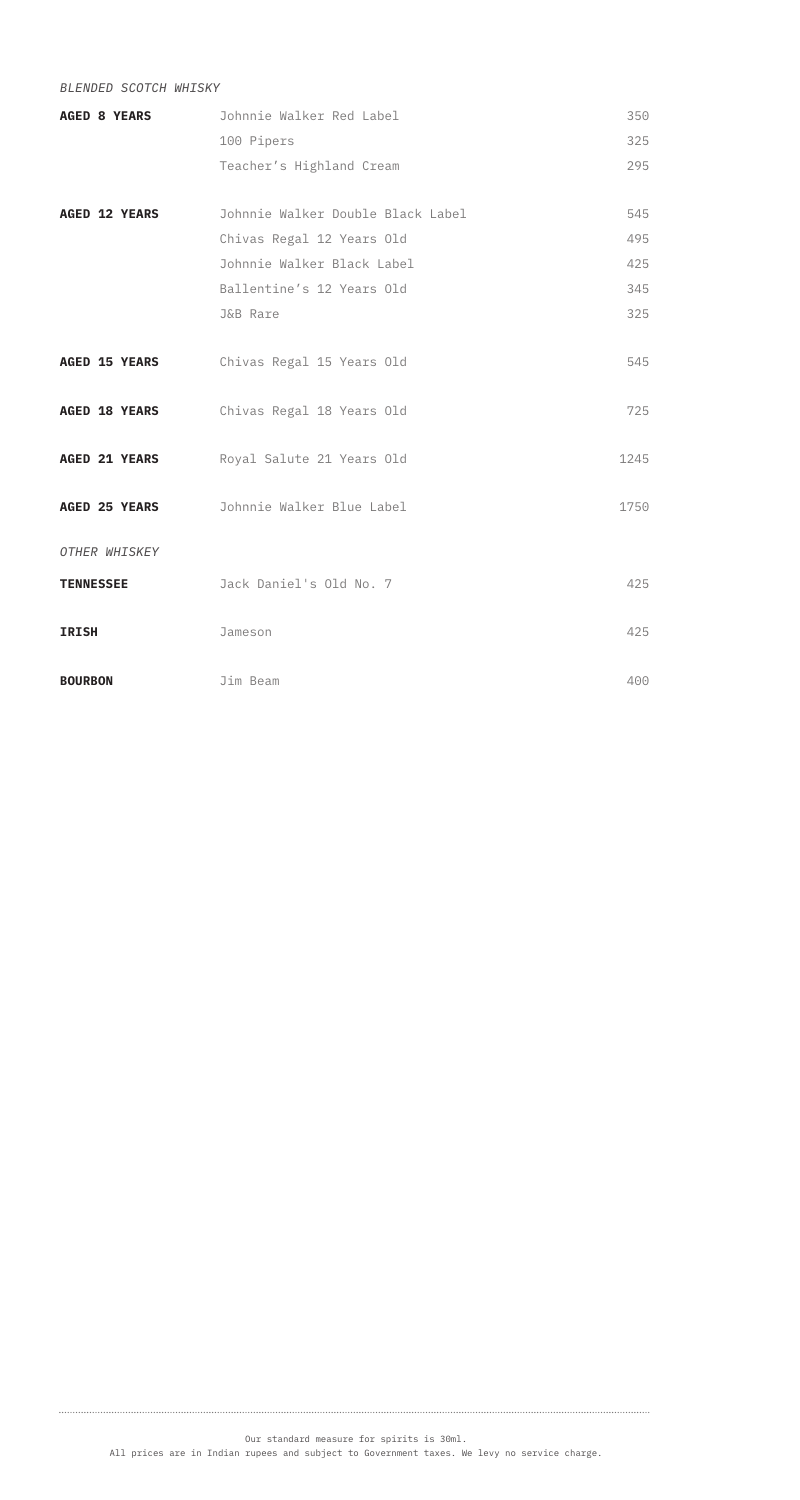*BLENDED SCOTCH WHISKY*

| | | |
|---|---|---|
| **AGED 8 YEARS** | Johnnie Walker Red Label | 350 |
| | 100 Pipers | 325 |
| | Teacher's Highland Cream | 295 |
| **AGED 12 YEARS** | Johnnie Walker Double Black Label | 545 |
| | Chivas Regal 12 Years Old | 495 |
| | Johnnie Walker Black Label | 425 |
| | Ballentine's 12 Years Old | 345 |
| | J&B Rare | 325 |
| **AGED 15 YEARS** | Chivas Regal 15 Years Old | 545 |
| **AGED 18 YEARS** | Chivas Regal 18 Years Old | 725 |
| **AGED 21 YEARS** | Royal Salute 21 Years Old | 1245 |
| **AGED 25 YEARS** | Johnnie Walker Blue Label | 1750 |

*OTHER WHISKEY*

| | | |
|---|---|---|
| **TENNESSEE** | Jack Daniel's Old No. 7 | 425 |
| **IRISH** | Jameson | 425 |
| **BOURBON** | Jim Beam | 400 |

Our standard measure for spirits is 30ml.
All prices are in Indian rupees and subject to Government taxes. We levy no service charge.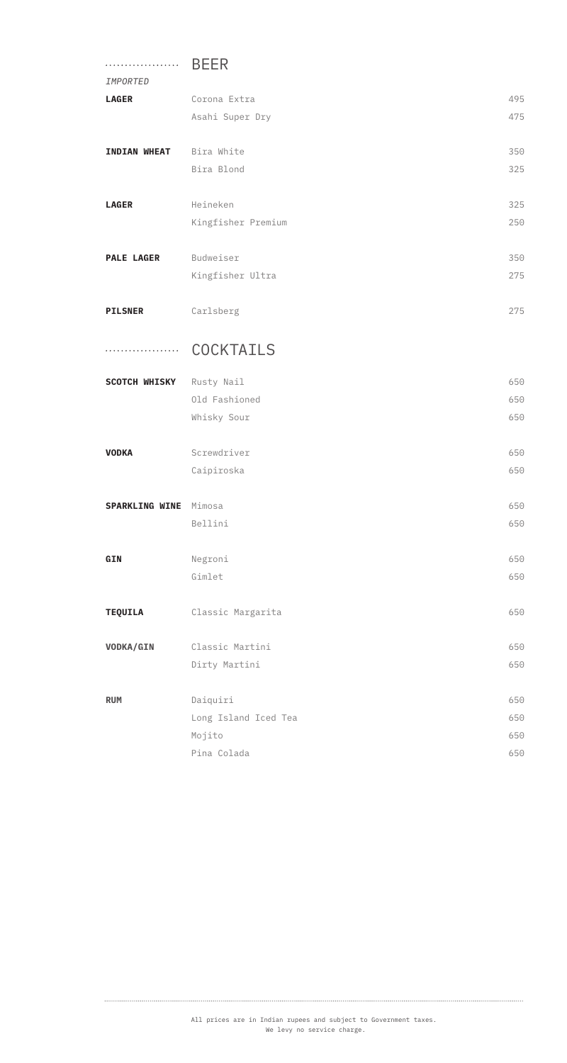## BEER

*IMPORTED*

| | | |
|---|---|---|
| **LAGER** | Corona Extra | 495 |
| | Asahi Super Dry | 475 |
| **INDIAN WHEAT** | Bira White | 350 |
| | Bira Blond | 325 |
| **LAGER** | Heineken | 325 |
| | Kingfisher Premium | 250 |
| **PALE LAGER** | Budweiser | 350 |
| | Kingfisher Ultra | 275 |
| **PILSNER** | Carlsberg | 275 |

## COCKTAILS

| | | |
|---|---|---|
| **SCOTCH WHISKY** | Rusty Nail | 650 |
| | Old Fashioned | 650 |
| | Whisky Sour | 650 |
| **VODKA** | Screwdriver | 650 |
| | Caipiroska | 650 |
| **SPARKLING WINE** | Mimosa | 650 |
| | Bellini | 650 |
| **GIN** | Negroni | 650 |
| | Gimlet | 650 |
| **TEQUILA** | Classic Margarita | 650 |
| **VODKA/GIN** | Classic Martini | 650 |
| | Dirty Martini | 650 |
| **RUM** | Daiquiri | 650 |
| | Long Island Iced Tea | 650 |
| | Mojito | 650 |
| | Pina Colada | 650 |

All prices are in Indian rupees and subject to Government taxes.
We levy no service charge.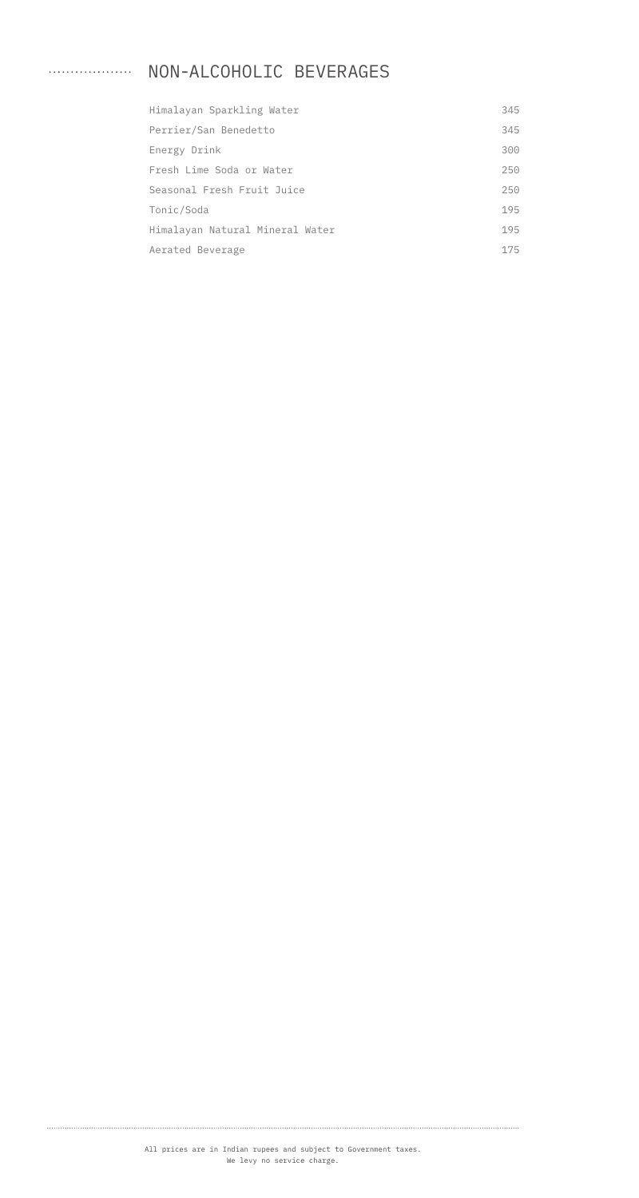## NON-ALCOHOLIC BEVERAGES

| | |
|---|---|
| Himalayan Sparkling Water | 345 |
| Perrier/San Benedetto | 345 |
| Energy Drink | 300 |
| Fresh Lime Soda or Water | 250 |
| Seasonal Fresh Fruit Juice | 250 |
| Tonic/Soda | 195 |
| Himalayan Natural Mineral Water | 195 |
| Aerated Beverage | 175 |

All prices are in Indian rupees and subject to Government taxes.
We levy no service charge.